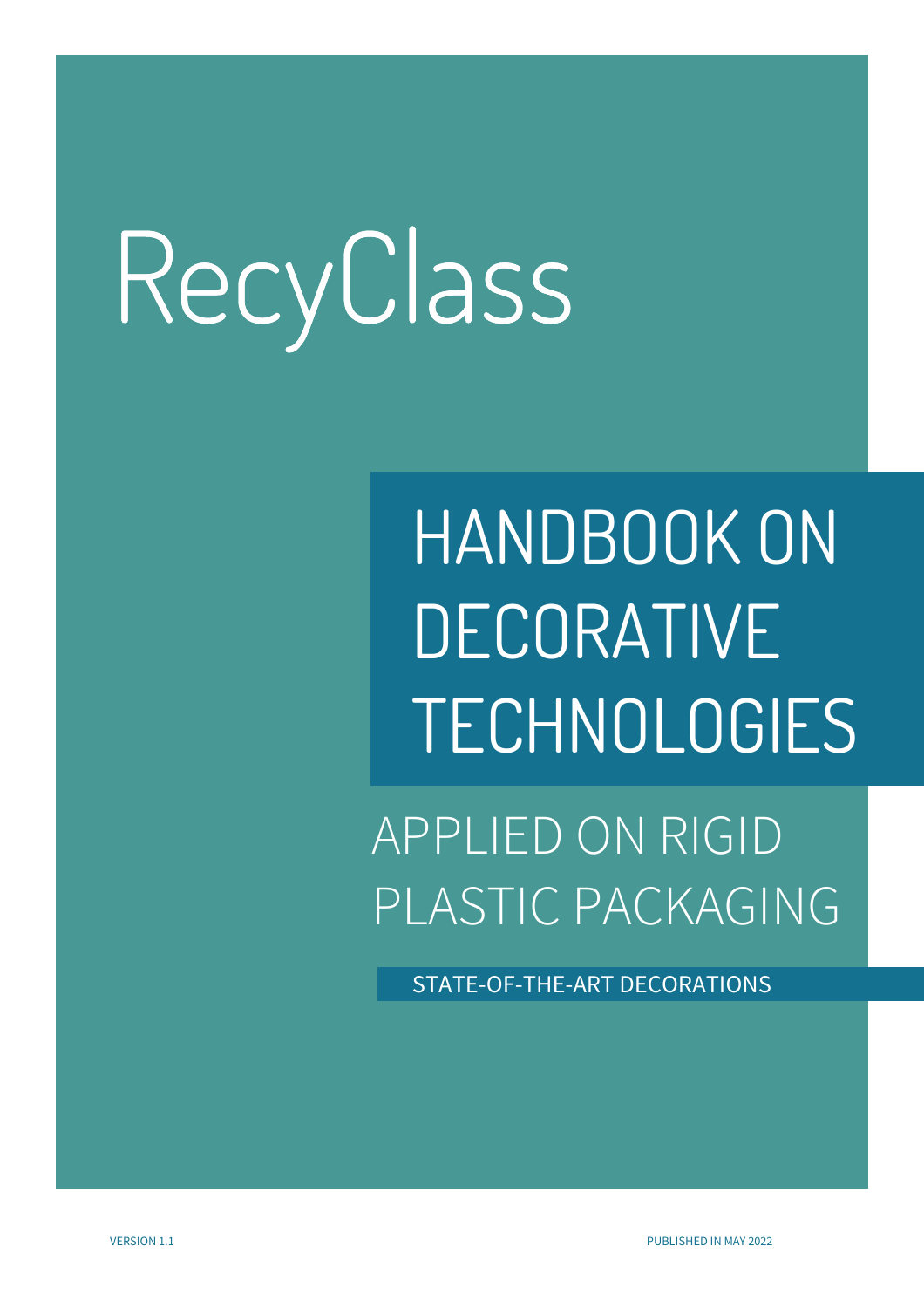RecyClass

# HANDBOOK ON DECORATIVE TECHNOLOGIES

## APPLIED ON RIGID PLASTIC PACKAGING

STATE-OF-THE-ART DECORATIONS

VERSION 1.1

PUBLISHED IN MAY 2022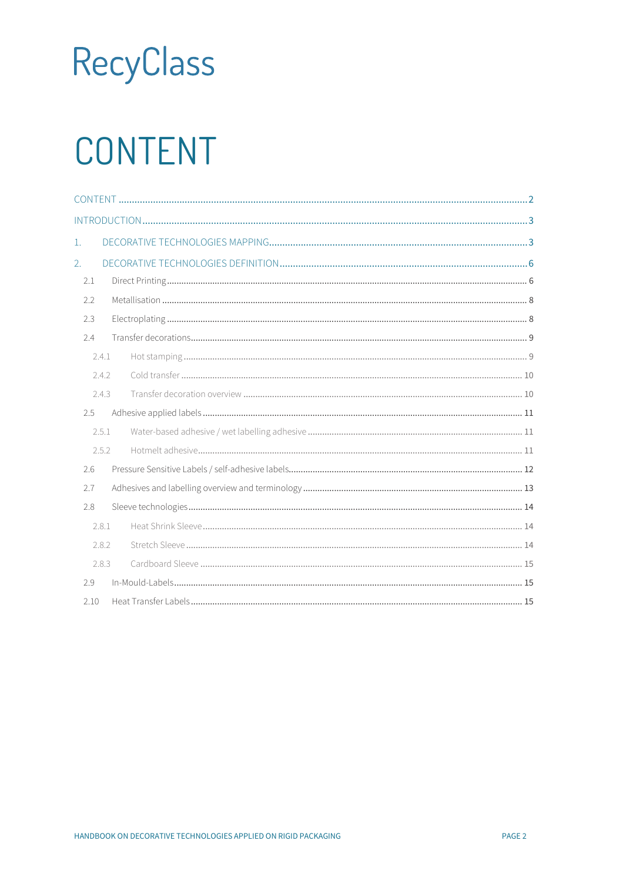# CONTENT

- CONTENT ..... 2
- INTRODUCTION ..... 3
- 1. DECORATIVE TECHNOLOGIES MAPPING ..... 3
- 2. DECORATIVE TECHNOLOGIES DEFINITION ..... 6
  - 2.1 Direct Printing ..... 6
  - 2.2 Metallisation ..... 8
  - 2.3 Electroplating ..... 8
  - 2.4 Transfer decorations ..... 9
    - 2.4.1 Hot stamping ..... 9
    - 2.4.2 Cold transfer ..... 10
    - 2.4.3 Transfer decoration overview ..... 10
  - 2.5 Adhesive applied labels ..... 11
    - 2.5.1 Water-based adhesive / wet labelling adhesive ..... 11
    - 2.5.2 Hotmelt adhesive ..... 11
  - 2.6 Pressure Sensitive Labels / self-adhesive labels ..... 12
  - 2.7 Adhesives and labelling overview and terminology ..... 13
  - 2.8 Sleeve technologies ..... 14
    - 2.8.1 Heat Shrink Sleeve ..... 14
    - 2.8.2 Stretch Sleeve ..... 14
    - 2.8.3 Cardboard Sleeve ..... 15
  - 2.9 In-Mould-Labels ..... 15
  - 2.10 Heat Transfer Labels ..... 15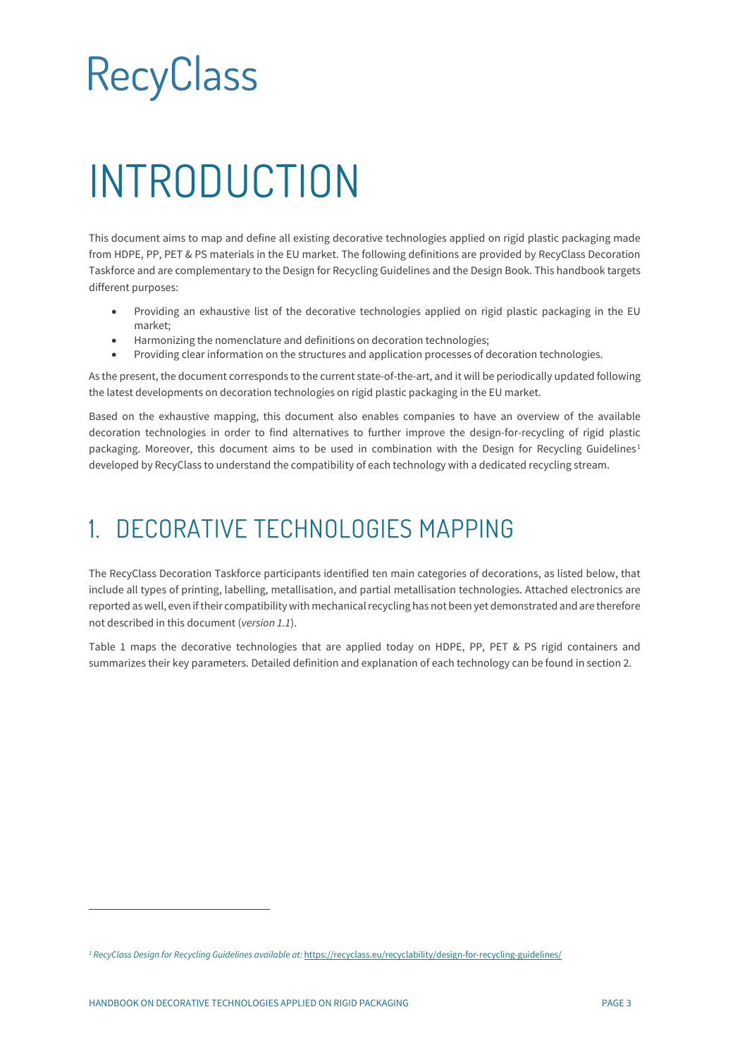RecyClass

# INTRODUCTION

This document aims to map and define all existing decorative technologies applied on rigid plastic packaging made from HDPE, PP, PET & PS materials in the EU market. The following definitions are provided by RecyClass Decoration Taskforce and are complementary to the Design for Recycling Guidelines and the Design Book. This handbook targets different purposes:

- Providing an exhaustive list of the decorative technologies applied on rigid plastic packaging in the EU market;
- Harmonizing the nomenclature and definitions on decoration technologies;
- Providing clear information on the structures and application processes of decoration technologies.

As the present, the document corresponds to the current state-of-the-art, and it will be periodically updated following the latest developments on decoration technologies on rigid plastic packaging in the EU market.

Based on the exhaustive mapping, this document also enables companies to have an overview of the available decoration technologies in order to find alternatives to further improve the design-for-recycling of rigid plastic packaging. Moreover, this document aims to be used in combination with the Design for Recycling Guidelines[1] developed by RecyClass to understand the compatibility of each technology with a dedicated recycling stream.

## 1. DECORATIVE TECHNOLOGIES MAPPING

The RecyClass Decoration Taskforce participants identified ten main categories of decorations, as listed below, that include all types of printing, labelling, metallisation, and partial metallisation technologies. Attached electronics are reported as well, even if their compatibility with mechanical recycling has not been yet demonstrated and are therefore not described in this document (*version 1.1*).

Table 1 maps the decorative technologies that are applied today on HDPE, PP, PET & PS rigid containers and summarizes their key parameters. Detailed definition and explanation of each technology can be found in section 2.

---

[1] *RecyClass Design for Recycling Guidelines available at:* https://recyclass.eu/recyclability/design-for-recycling-guidelines/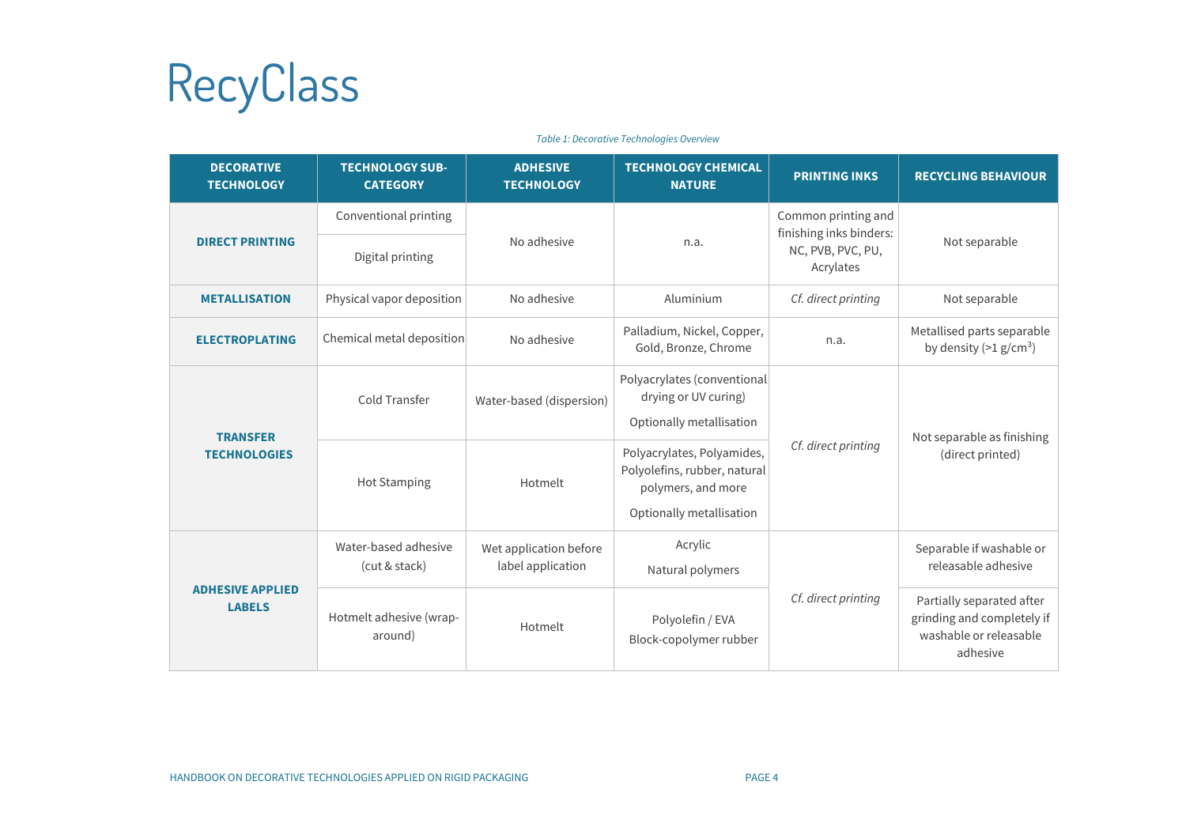*Table 1: Decorative Technologies Overview*

| DECORATIVE TECHNOLOGY | TECHNOLOGY SUB-CATEGORY | ADHESIVE TECHNOLOGY | TECHNOLOGY CHEMICAL NATURE | PRINTING INKS | RECYCLING BEHAVIOUR |
|---|---|---|---|---|---|
| **DIRECT PRINTING** | Conventional printing | No adhesive | n.a. | Common printing and finishing inks binders: NC, PVB, PVC, PU, Acrylates | Not separable |
| | Digital printing | | | | |
| **METALLISATION** | Physical vapor deposition | No adhesive | Aluminium | *Cf. direct printing* | Not separable |
| **ELECTROPLATING** | Chemical metal deposition | No adhesive | Palladium, Nickel, Copper, Gold, Bronze, Chrome | n.a. | Metallised parts separable by density (>1 g/cm$^3$) |
| **TRANSFER TECHNOLOGIES** | Cold Transfer | Water-based (dispersion) | Polyacrylates (conventional drying or UV curing) Optionally metallisation | *Cf. direct printing* | Not separable as finishing (direct printed) |
| | Hot Stamping | Hotmelt | Polyacrylates, Polyamides, Polyolefins, rubber, natural polymers, and more Optionally metallisation | | |
| **ADHESIVE APPLIED LABELS** | Water-based adhesive (cut & stack) | Wet application before label application | Acrylic Natural polymers | *Cf. direct printing* | Separable if washable or releasable adhesive |
| | Hotmelt adhesive (wrap-around) | Hotmelt | Polyolefin / EVA Block-copolymer rubber | | Partially separated after grinding and completely if washable or releasable adhesive |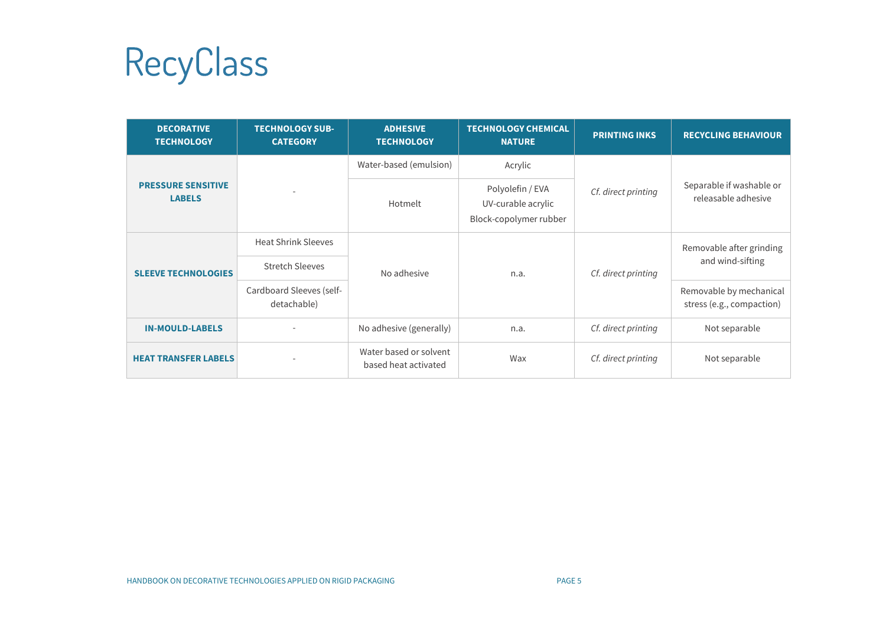# RecyClass

| DECORATIVE TECHNOLOGY | TECHNOLOGY SUB-CATEGORY | ADHESIVE TECHNOLOGY | TECHNOLOGY CHEMICAL NATURE | PRINTING INKS | RECYCLING BEHAVIOUR |
|---|---|---|---|---|---|
| **PRESSURE SENSITIVE LABELS** | - | Water-based (emulsion) | Acrylic | *Cf. direct printing* | Separable if washable or releasable adhesive |
| | | Hotmelt | Polyolefin / EVA<br>UV-curable acrylic<br>Block-copolymer rubber | | |
| **SLEEVE TECHNOLOGIES** | Heat Shrink Sleeves | No adhesive | n.a. | *Cf. direct printing* | Removable after grinding and wind-sifting |
| | Stretch Sleeves | | | | |
| | Cardboard Sleeves (self-detachable) | | | | Removable by mechanical stress (e.g., compaction) |
| **IN-MOULD-LABELS** | - | No adhesive (generally) | n.a. | *Cf. direct printing* | Not separable |
| **HEAT TRANSFER LABELS** | - | Water based or solvent based heat activated | Wax | *Cf. direct printing* | Not separable |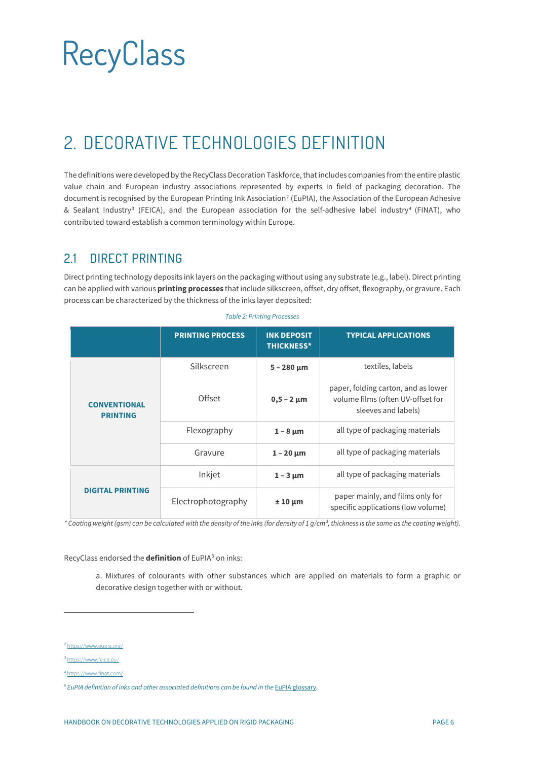RecyClass

# 2. DECORATIVE TECHNOLOGIES DEFINITION

The definitions were developed by the RecyClass Decoration Taskforce, that includes companies from the entire plastic value chain and European industry associations represented by experts in field of packaging decoration. The document is recognised by the European Printing Ink Association[2] (EuPIA), the Association of the European Adhesive & Sealant Industry[3] (FEICA), and the European association for the self-adhesive label industry[4] (FINAT), who contributed toward establish a common terminology within Europe.

## 2.1 DIRECT PRINTING

Direct printing technology deposits ink layers on the packaging without using any substrate (e.g., label). Direct printing can be applied with various **printing processes** that include silkscreen, offset, dry offset, flexography, or gravure. Each process can be characterized by the thickness of the inks layer deposited:

*Table 2: Printing Processes*

| | PRINTING PROCESS | INK DEPOSIT THICKNESS* | TYPICAL APPLICATIONS |
|---|---|---|---|
| **CONVENTIONAL PRINTING** | Silkscreen | **5 – 280 µm** | textiles, labels |
| | Offset | **0,5 – 2 µm** | paper, folding carton, and as lower volume films (often UV-offset for sleeves and labels) |
| | Flexography | **1 – 8 µm** | all type of packaging materials |
| | Gravure | **1 – 20 µm** | all type of packaging materials |
| **DIGITAL PRINTING** | Inkjet | **1 – 3 µm** | all type of packaging materials |
| | Electrophotography | **± 10 µm** | paper mainly, and films only for specific applications (low volume) |

*\* Coating weight (gsm) can be calculated with the density of the inks (for density of 1 g/cm³, thickness is the same as the coating weight).*

RecyClass endorsed the **definition** of EuPIA[5] on inks:

a. Mixtures of colourants with other substances which are applied on materials to form a graphic or decorative design together with or without.

---

[2] https://www.eupia.org/

[3] https://www.feica.eu/

[4] https://www.finat.com/

[5] *EuPIA definition of inks and other associated definitions can be found in the* EuPIA glossary.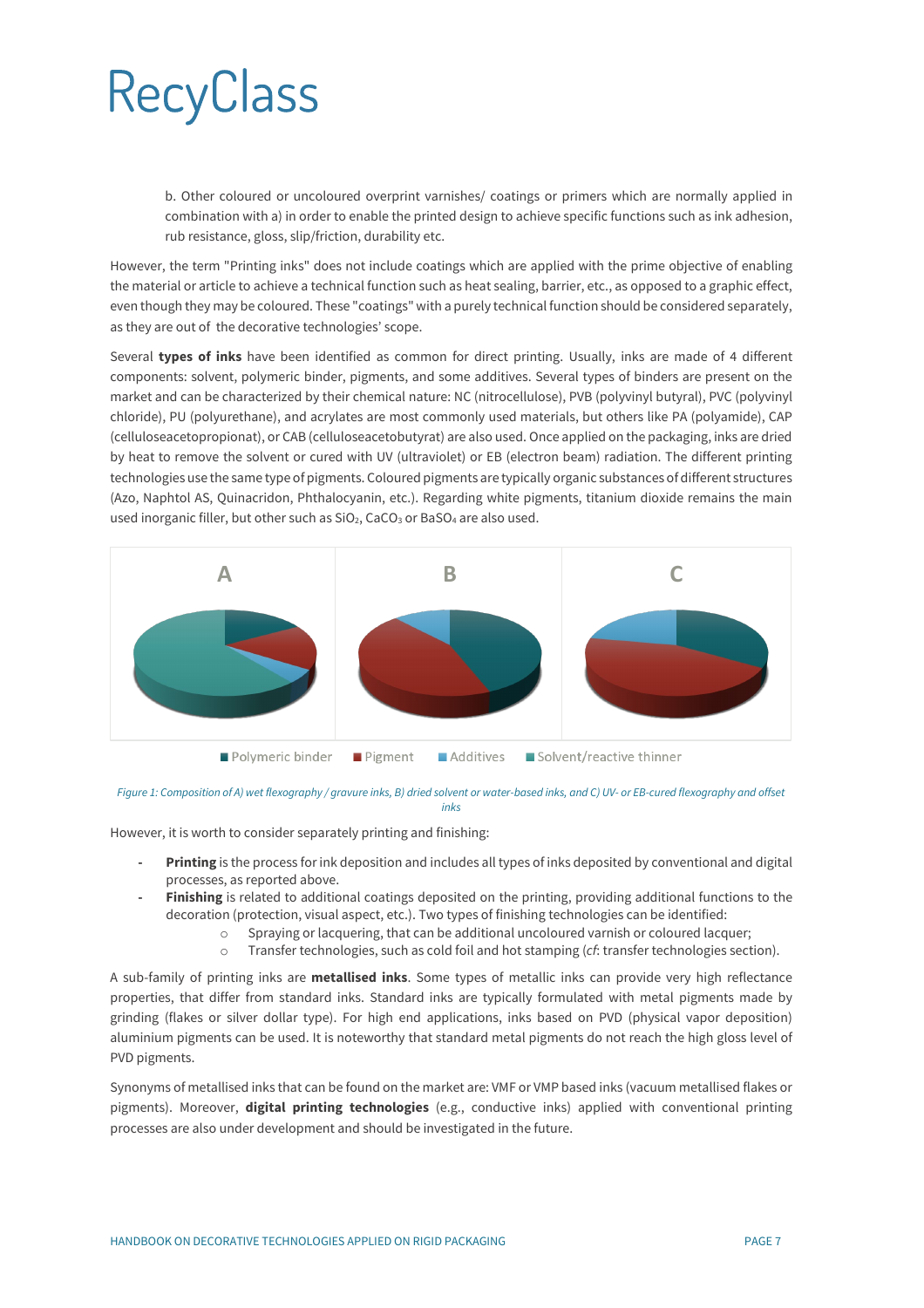b. Other coloured or uncoloured overprint varnishes/ coatings or primers which are normally applied in combination with a) in order to enable the printed design to achieve specific functions such as ink adhesion, rub resistance, gloss, slip/friction, durability etc.

However, the term "Printing inks" does not include coatings which are applied with the prime objective of enabling the material or article to achieve a technical function such as heat sealing, barrier, etc., as opposed to a graphic effect, even though they may be coloured. These "coatings" with a purely technical function should be considered separately, as they are out of the decorative technologies' scope.

Several **types of inks** have been identified as common for direct printing. Usually, inks are made of 4 different components: solvent, polymeric binder, pigments, and some additives. Several types of binders are present on the market and can be characterized by their chemical nature: NC (nitrocellulose), PVB (polyvinyl butyral), PVC (polyvinyl chloride), PU (polyurethane), and acrylates are most commonly used materials, but others like PA (polyamide), CAP (celluloseacetopropionat), or CAB (celluloseacetobutyrat) are also used. Once applied on the packaging, inks are dried by heat to remove the solvent or cured with UV (ultraviolet) or EB (electron beam) radiation. The different printing technologies use the same type of pigments. Coloured pigments are typically organic substances of different structures (Azo, Naphtol AS, Quinacridon, Phthalocyanin, etc.). Regarding white pigments, titanium dioxide remains the main used inorganic filler, but other such as $SiO_2$, $CaCO_3$ or $BaSO_4$ are also used.

*Figure 1: Composition of A) wet flexography / gravure inks, B) dried solvent or water-based inks, and C) UV- or EB-cured flexography and offset inks*

However, it is worth to consider separately printing and finishing:

- **Printing** is the process for ink deposition and includes all types of inks deposited by conventional and digital processes, as reported above.
- **Finishing** is related to additional coatings deposited on the printing, providing additional functions to the decoration (protection, visual aspect, etc.). Two types of finishing technologies can be identified:
  - Spraying or lacquering, that can be additional uncoloured varnish or coloured lacquer;
  - Transfer technologies, such as cold foil and hot stamping (*cf*: transfer technologies section).

A sub-family of printing inks are **metallised inks**. Some types of metallic inks can provide very high reflectance properties, that differ from standard inks. Standard inks are typically formulated with metal pigments made by grinding (flakes or silver dollar type). For high end applications, inks based on PVD (physical vapor deposition) aluminium pigments can be used. It is noteworthy that standard metal pigments do not reach the high gloss level of PVD pigments.

Synonyms of metallised inks that can be found on the market are: VMF or VMP based inks (vacuum metallised flakes or pigments). Moreover, **digital printing technologies** (e.g., conductive inks) applied with conventional printing processes are also under development and should be investigated in the future.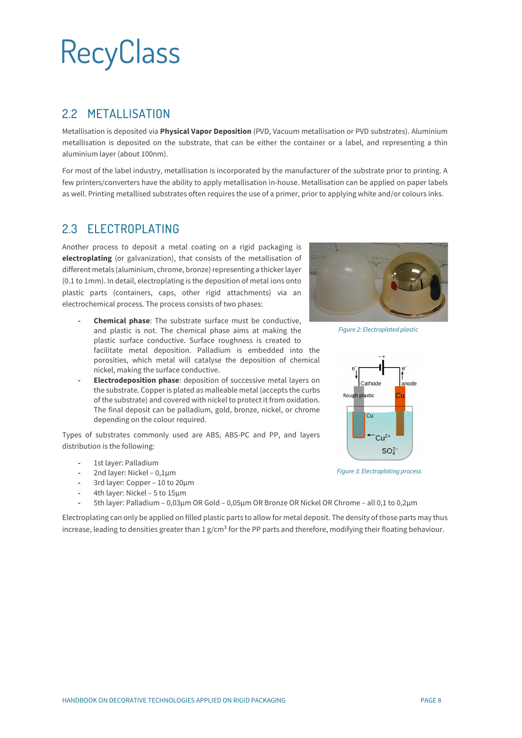# RecyClass

## 2.2 METALLISATION

Metallisation is deposited via **Physical Vapor Deposition** (PVD, Vacuum metallisation or PVD substrates). Aluminium metallisation is deposited on the substrate, that can be either the container or a label, and representing a thin aluminium layer (about 100nm).

For most of the label industry, metallisation is incorporated by the manufacturer of the substrate prior to printing. A few printers/converters have the ability to apply metallisation in-house. Metallisation can be applied on paper labels as well. Printing metallised substrates often requires the use of a primer, prior to applying white and/or colours inks.

## 2.3 ELECTROPLATING

Another process to deposit a metal coating on a rigid packaging is **electroplating** (or galvanization), that consists of the metallisation of different metals (aluminium, chrome, bronze) representing a thicker layer (0.1 to 1mm). In detail, electroplating is the deposition of metal ions onto plastic parts (containers, caps, other rigid attachments) via an electrochemical process. The process consists of two phases:

- **Chemical phase**: The substrate surface must be conductive, and plastic is not. The chemical phase aims at making the plastic surface conductive. Surface roughness is created to facilitate metal deposition. Palladium is embedded into the porosities, which metal will catalyse the deposition of chemical nickel, making the surface conductive.
- **Electrodeposition phase**: deposition of successive metal layers on the substrate. Copper is plated as malleable metal (accepts the curbs of the substrate) and covered with nickel to protect it from oxidation. The final deposit can be palladium, gold, bronze, nickel, or chrome depending on the colour required.

*Figure 2: Electroplated plastic*

*Figure 3: Electroplating process*

Types of substrates commonly used are ABS, ABS-PC and PP, and layers distribution is the following:

- 1st layer: Palladium
- 2nd layer: Nickel – 0,1µm
- 3rd layer: Copper – 10 to 20µm
- 4th layer: Nickel – 5 to 15µm
- 5th layer: Palladium – 0,03µm OR Gold – 0,05µm OR Bronze OR Nickel OR Chrome – all 0,1 to 0,2µm

Electroplating can only be applied on filled plastic parts to allow for metal deposit. The density of those parts may thus increase, leading to densities greater than 1 g/cm³ for the PP parts and therefore, modifying their floating behaviour.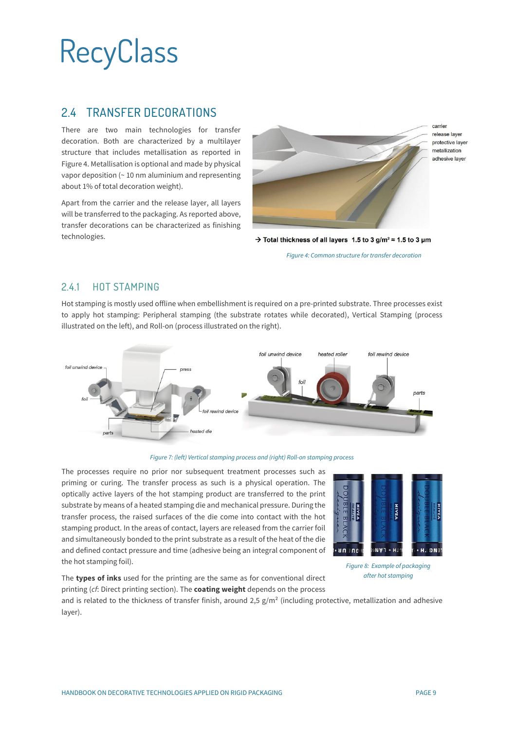## 2.4 TRANSFER DECORATIONS

There are two main technologies for transfer decoration. Both are characterized by a multilayer structure that includes metallisation as reported in Figure 4. Metallisation is optional and made by physical vapor deposition (~ 10 nm aluminium and representing about 1% of total decoration weight).

Apart from the carrier and the release layer, all layers will be transferred to the packaging. As reported above, transfer decorations can be characterized as finishing technologies.

→ Total thickness of all layers 1.5 to 3 g/m² ≈ 1.5 to 3 µm

*Figure 4: Common structure for transfer decoration*

### 2.4.1 HOT STAMPING

Hot stamping is mostly used offline when embellishment is required on a pre-printed substrate. Three processes exist to apply hot stamping: Peripheral stamping (the substrate rotates while decorated), Vertical Stamping (process illustrated on the left), and Roll-on (process illustrated on the right).

*Figure 7: (left) Vertical stamping process and (right) Roll-on stamping process*

The processes require no prior nor subsequent treatment processes such as priming or curing. The transfer process as such is a physical operation. The optically active layers of the hot stamping product are transferred to the print substrate by means of a heated stamping die and mechanical pressure. During the transfer process, the raised surfaces of the die come into contact with the hot stamping product. In the areas of contact, layers are released from the carrier foil and simultaneously bonded to the print substrate as a result of the heat of the die and defined contact pressure and time (adhesive being an integral component of the hot stamping foil).

*Figure 8: Example of packaging after hot stamping*

The **types of inks** used for the printing are the same as for conventional direct printing (*cf*: Direct printing section). The **coating weight** depends on the process and is related to the thickness of transfer finish, around 2,5 g/m² (including protective, metallization and adhesive layer).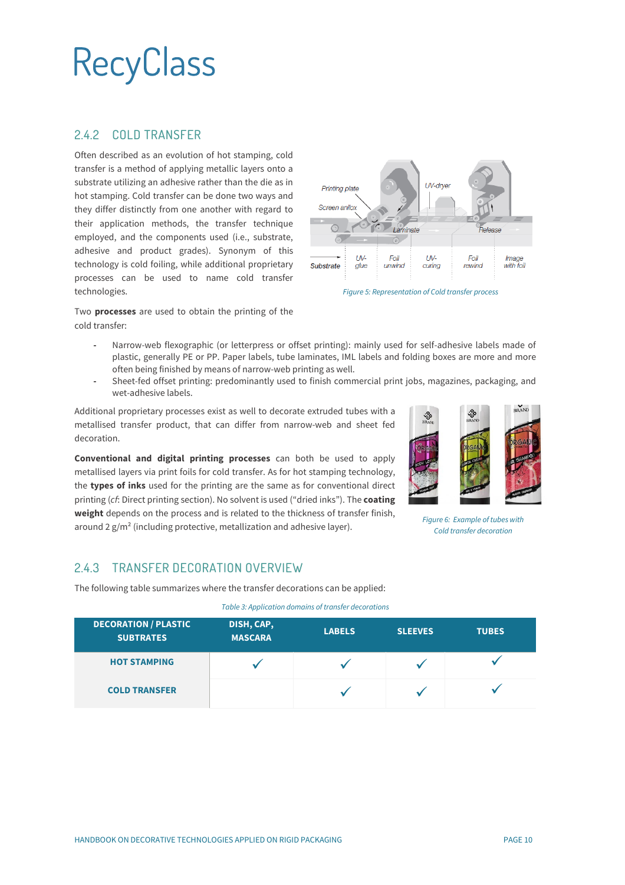## 2.4.2 COLD TRANSFER

Often described as an evolution of hot stamping, cold transfer is a method of applying metallic layers onto a substrate utilizing an adhesive rather than the die as in hot stamping. Cold transfer can be done two ways and they differ distinctly from one another with regard to their application methods, the transfer technique employed, and the components used (i.e., substrate, adhesive and product grades). Synonym of this technology is cold foiling, while additional proprietary processes can be used to name cold transfer technologies.

Figure 5: Representation of Cold transfer process

Two **processes** are used to obtain the printing of the cold transfer:

- Narrow-web flexographic (or letterpress or offset printing): mainly used for self-adhesive labels made of plastic, generally PE or PP. Paper labels, tube laminates, IML labels and folding boxes are more and more often being finished by means of narrow-web printing as well.
- Sheet-fed offset printing: predominantly used to finish commercial print jobs, magazines, packaging, and wet-adhesive labels.

Additional proprietary processes exist as well to decorate extruded tubes with a metallised transfer product, that can differ from narrow-web and sheet fed decoration.

**Conventional and digital printing processes** can both be used to apply metallised layers via print foils for cold transfer. As for hot stamping technology, the **types of inks** used for the printing are the same as for conventional direct printing (*cf*: Direct printing section). No solvent is used ("dried inks"). The **coating weight** depends on the process and is related to the thickness of transfer finish, around 2 g/m² (including protective, metallization and adhesive layer).

Figure 6: Example of tubes with Cold transfer decoration

## 2.4.3 TRANSFER DECORATION OVERVIEW

The following table summarizes where the transfer decorations can be applied:

*Table 3: Application domains of transfer decorations*

| DECORATION / PLASTIC SUBSTRATES | DISH, CAP, MASCARA | LABELS | SLEEVES | TUBES |
|---|---|---|---|---|
| **HOT STAMPING** | ✓ | ✓ | ✓ | ✓ |
| **COLD TRANSFER** | | ✓ | ✓ | ✓ |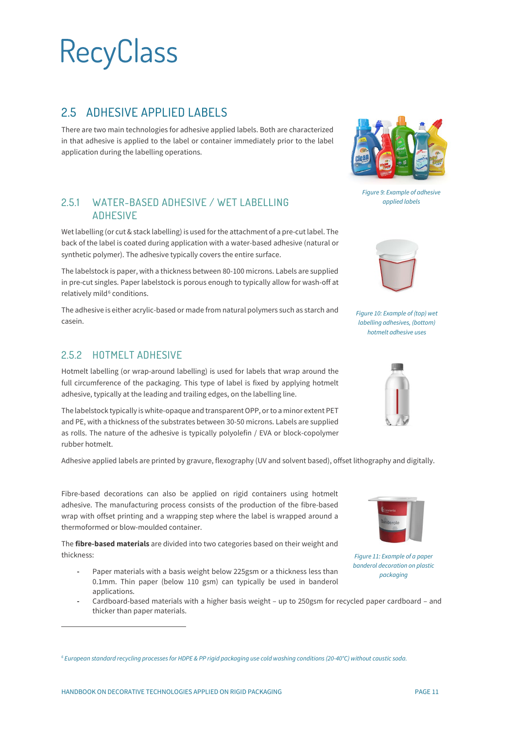## 2.5 ADHESIVE APPLIED LABELS

There are two main technologies for adhesive applied labels. Both are characterized in that adhesive is applied to the label or container immediately prior to the label application during the labelling operations.

*Figure 9: Example of adhesive applied labels*

### 2.5.1 WATER-BASED ADHESIVE / WET LABELLING ADHESIVE

Wet labelling (or cut & stack labelling) is used for the attachment of a pre-cut label. The back of the label is coated during application with a water-based adhesive (natural or synthetic polymer). The adhesive typically covers the entire surface.

The labelstock is paper, with a thickness between 80-100 microns. Labels are supplied in pre-cut singles. Paper labelstock is porous enough to typically allow for wash-off at relatively mild[6] conditions.

The adhesive is either acrylic-based or made from natural polymers such as starch and casein.

*Figure 10: Example of (top) wet labelling adhesives, (bottom) hotmelt adhesive uses*

### 2.5.2 HOTMELT ADHESIVE

Hotmelt labelling (or wrap-around labelling) is used for labels that wrap around the full circumference of the packaging. This type of label is fixed by applying hotmelt adhesive, typically at the leading and trailing edges, on the labelling line.

The labelstock typically is white-opaque and transparent OPP, or to a minor extent PET and PE, with a thickness of the substrates between 30-50 microns. Labels are supplied as rolls. The nature of the adhesive is typically polyolefin / EVA or block-copolymer rubber hotmelt.

Adhesive applied labels are printed by gravure, flexography (UV and solvent based), offset lithography and digitally.

Fibre-based decorations can also be applied on rigid containers using hotmelt adhesive. The manufacturing process consists of the production of the fibre-based wrap with offset printing and a wrapping step where the label is wrapped around a thermoformed or blow-moulded container.

The **fibre-based materials** are divided into two categories based on their weight and thickness:

- Paper materials with a basis weight below 225gsm or a thickness less than 0.1mm. Thin paper (below 110 gsm) can typically be used in banderol applications.
- Cardboard-based materials with a higher basis weight – up to 250gsm for recycled paper cardboard – and thicker than paper materials.

*Figure 11: Example of a paper banderol decoration on plastic packaging*

---

[6] *European standard recycling processes for HDPE & PP rigid packaging use cold washing conditions (20-40°C) without caustic soda.*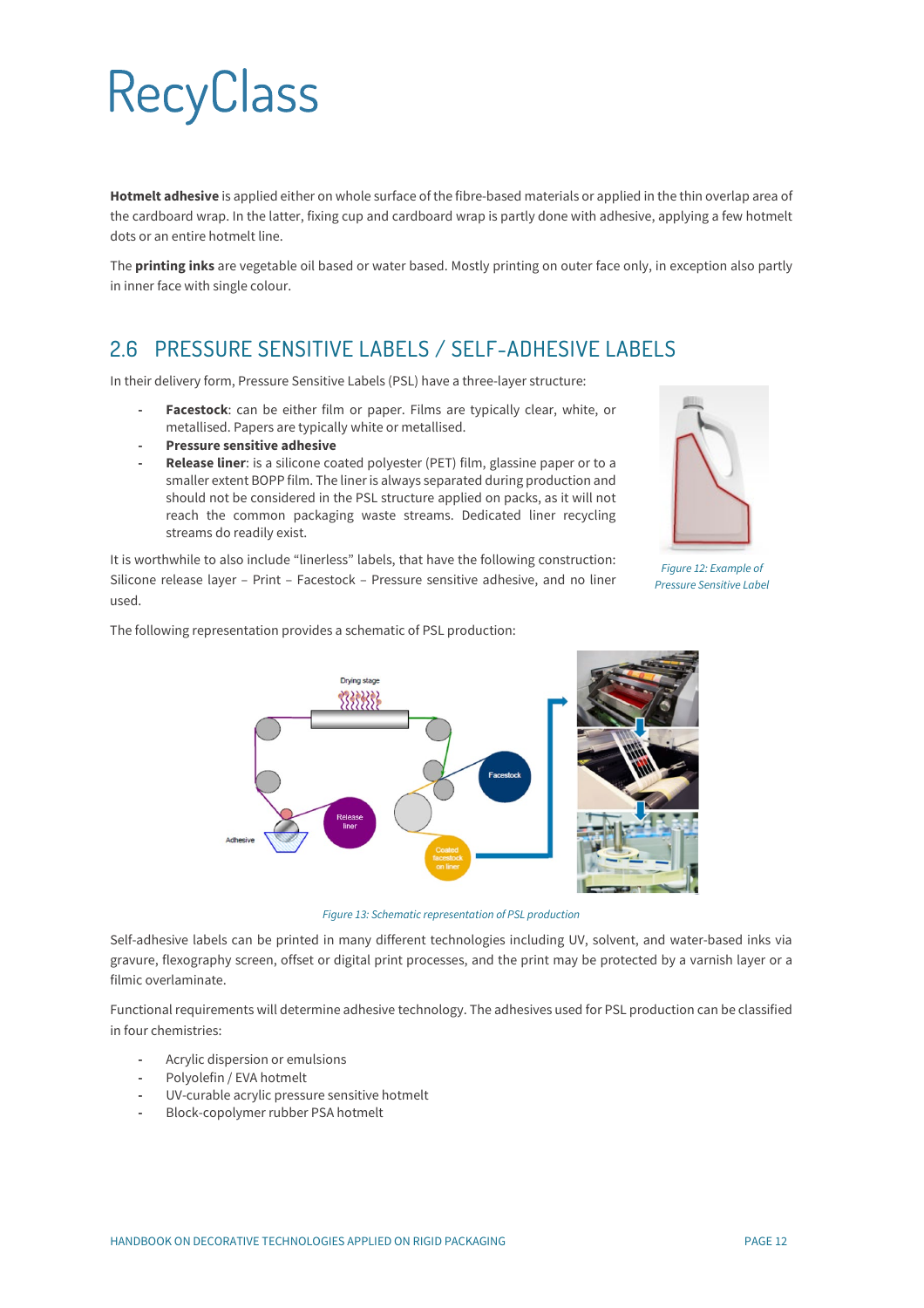**Hotmelt adhesive** is applied either on whole surface of the fibre-based materials or applied in the thin overlap area of the cardboard wrap. In the latter, fixing cup and cardboard wrap is partly done with adhesive, applying a few hotmelt dots or an entire hotmelt line.

The **printing inks** are vegetable oil based or water based. Mostly printing on outer face only, in exception also partly in inner face with single colour.

## 2.6 PRESSURE SENSITIVE LABELS / SELF-ADHESIVE LABELS

In their delivery form, Pressure Sensitive Labels (PSL) have a three-layer structure:

- **Facestock**: can be either film or paper. Films are typically clear, white, or metallised. Papers are typically white or metallised.
- **Pressure sensitive adhesive**
- **Release liner**: is a silicone coated polyester (PET) film, glassine paper or to a smaller extent BOPP film. The liner is always separated during production and should not be considered in the PSL structure applied on packs, as it will not reach the common packaging waste streams. Dedicated liner recycling streams do readily exist.

*Figure 12: Example of Pressure Sensitive Label*

It is worthwhile to also include "linerless" labels, that have the following construction: Silicone release layer – Print – Facestock – Pressure sensitive adhesive, and no liner used.

The following representation provides a schematic of PSL production:

*Figure 13: Schematic representation of PSL production*

Self-adhesive labels can be printed in many different technologies including UV, solvent, and water-based inks via gravure, flexography screen, offset or digital print processes, and the print may be protected by a varnish layer or a filmic overlaminate.

Functional requirements will determine adhesive technology. The adhesives used for PSL production can be classified in four chemistries:

- Acrylic dispersion or emulsions
- Polyolefin / EVA hotmelt
- UV-curable acrylic pressure sensitive hotmelt
- Block-copolymer rubber PSA hotmelt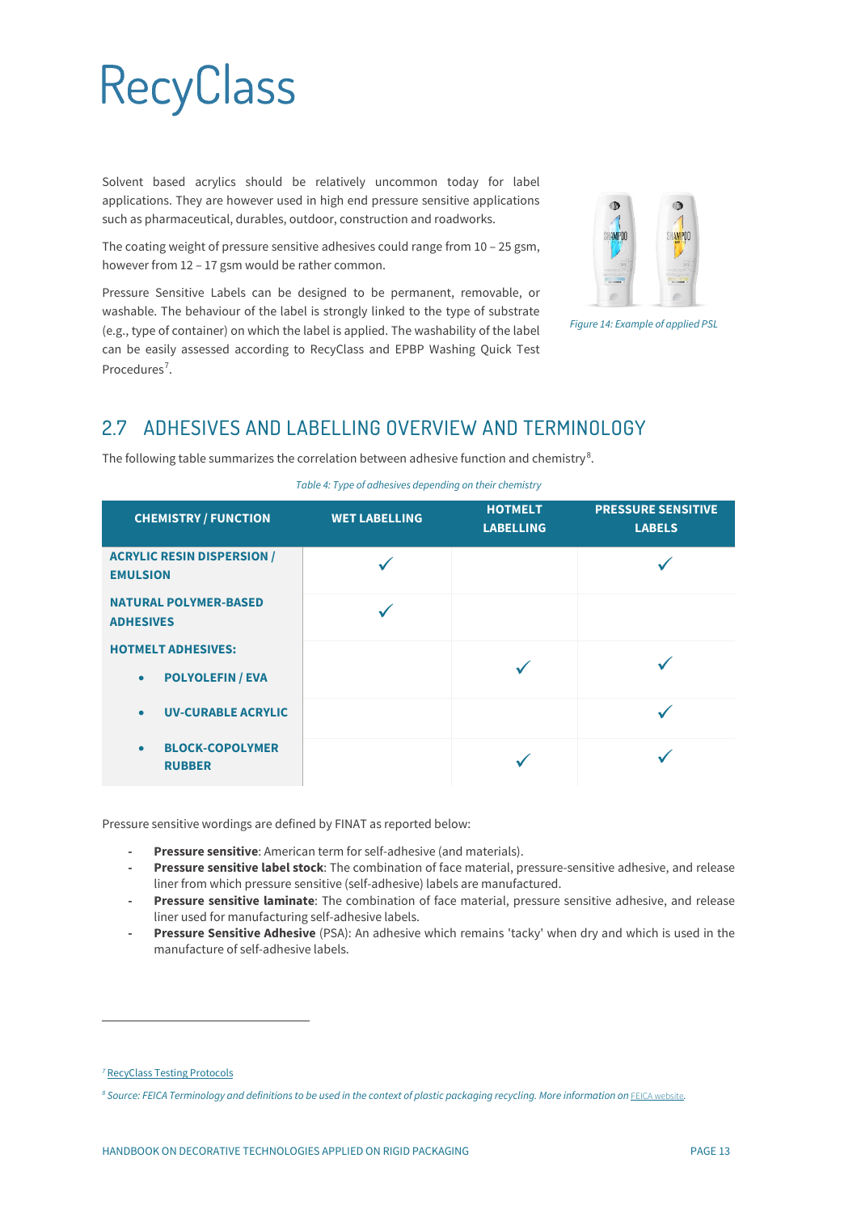Solvent based acrylics should be relatively uncommon today for label applications. They are however used in high end pressure sensitive applications such as pharmaceutical, durables, outdoor, construction and roadworks.

The coating weight of pressure sensitive adhesives could range from 10 – 25 gsm, however from 12 – 17 gsm would be rather common.

Pressure Sensitive Labels can be designed to be permanent, removable, or washable. The behaviour of the label is strongly linked to the type of substrate (e.g., type of container) on which the label is applied. The washability of the label can be easily assessed according to RecyClass and EPBP Washing Quick Test Procedures[7].

*Figure 14: Example of applied PSL*

## 2.7 ADHESIVES AND LABELLING OVERVIEW AND TERMINOLOGY

The following table summarizes the correlation between adhesive function and chemistry[8].

*Table 4: Type of adhesives depending on their chemistry*

| CHEMISTRY / FUNCTION | WET LABELLING | HOTMELT LABELLING | PRESSURE SENSITIVE LABELS |
|---|---|---|---|
| ACRYLIC RESIN DISPERSION / EMULSION | ✓ | | ✓ |
| NATURAL POLYMER-BASED ADHESIVES | ✓ | | |
| HOTMELT ADHESIVES: | | | |
| • POLYOLEFIN / EVA | | ✓ | ✓ |
| • UV-CURABLE ACRYLIC | | | ✓ |
| • BLOCK-COPOLYMER RUBBER | | ✓ | ✓ |

Pressure sensitive wordings are defined by FINAT as reported below:

- **Pressure sensitive**: American term for self-adhesive (and materials).
- **Pressure sensitive label stock**: The combination of face material, pressure-sensitive adhesive, and release liner from which pressure sensitive (self-adhesive) labels are manufactured.
- **Pressure sensitive laminate**: The combination of face material, pressure sensitive adhesive, and release liner used for manufacturing self-adhesive labels.
- **Pressure Sensitive Adhesive** (PSA): An adhesive which remains 'tacky' when dry and which is used in the manufacture of self-adhesive labels.

---

[7] RecyClass Testing Protocols

[8] *Source: FEICA Terminology and definitions to be used in the context of plastic packaging recycling. More information on* FEICA website.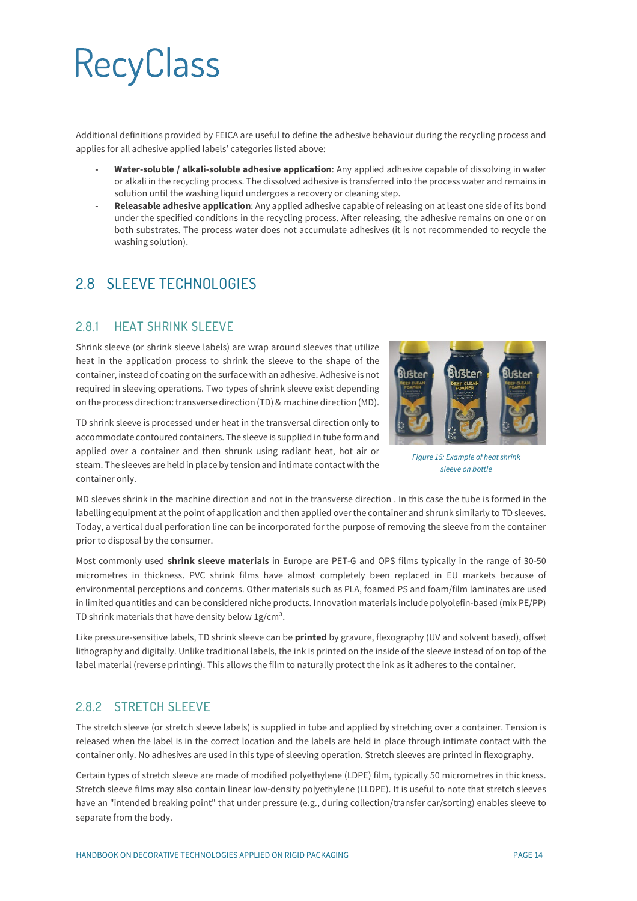Additional definitions provided by FEICA are useful to define the adhesive behaviour during the recycling process and applies for all adhesive applied labels' categories listed above:

- **Water-soluble / alkali-soluble adhesive application**: Any applied adhesive capable of dissolving in water or alkali in the recycling process. The dissolved adhesive is transferred into the process water and remains in solution until the washing liquid undergoes a recovery or cleaning step.
- **Releasable adhesive application**: Any applied adhesive capable of releasing on at least one side of its bond under the specified conditions in the recycling process. After releasing, the adhesive remains on one or on both substrates. The process water does not accumulate adhesives (it is not recommended to recycle the washing solution).

## 2.8 SLEEVE TECHNOLOGIES

### 2.8.1 HEAT SHRINK SLEEVE

Shrink sleeve (or shrink sleeve labels) are wrap around sleeves that utilize heat in the application process to shrink the sleeve to the shape of the container, instead of coating on the surface with an adhesive. Adhesive is not required in sleeving operations. Two types of shrink sleeve exist depending on the process direction: transverse direction (TD) & machine direction (MD).

TD shrink sleeve is processed under heat in the transversal direction only to accommodate contoured containers. The sleeve is supplied in tube form and applied over a container and then shrunk using radiant heat, hot air or steam. The sleeves are held in place by tension and intimate contact with the container only.

*Figure 15: Example of heat shrink sleeve on bottle*

MD sleeves shrink in the machine direction and not in the transverse direction . In this case the tube is formed in the labelling equipment at the point of application and then applied over the container and shrunk similarly to TD sleeves. Today, a vertical dual perforation line can be incorporated for the purpose of removing the sleeve from the container prior to disposal by the consumer.

Most commonly used **shrink sleeve materials** in Europe are PET-G and OPS films typically in the range of 30-50 micrometres in thickness. PVC shrink films have almost completely been replaced in EU markets because of environmental perceptions and concerns. Other materials such as PLA, foamed PS and foam/film laminates are used in limited quantities and can be considered niche products. Innovation materials include polyolefin-based (mix PE/PP) TD shrink materials that have density below 1g/cm³.

Like pressure-sensitive labels, TD shrink sleeve can be **printed** by gravure, flexography (UV and solvent based), offset lithography and digitally. Unlike traditional labels, the ink is printed on the inside of the sleeve instead of on top of the label material (reverse printing). This allows the film to naturally protect the ink as it adheres to the container.

### 2.8.2 STRETCH SLEEVE

The stretch sleeve (or stretch sleeve labels) is supplied in tube and applied by stretching over a container. Tension is released when the label is in the correct location and the labels are held in place through intimate contact with the container only. No adhesives are used in this type of sleeving operation. Stretch sleeves are printed in flexography.

Certain types of stretch sleeve are made of modified polyethylene (LDPE) film, typically 50 micrometres in thickness. Stretch sleeve films may also contain linear low-density polyethylene (LLDPE). It is useful to note that stretch sleeves have an "intended breaking point" that under pressure (e.g., during collection/transfer car/sorting) enables sleeve to separate from the body.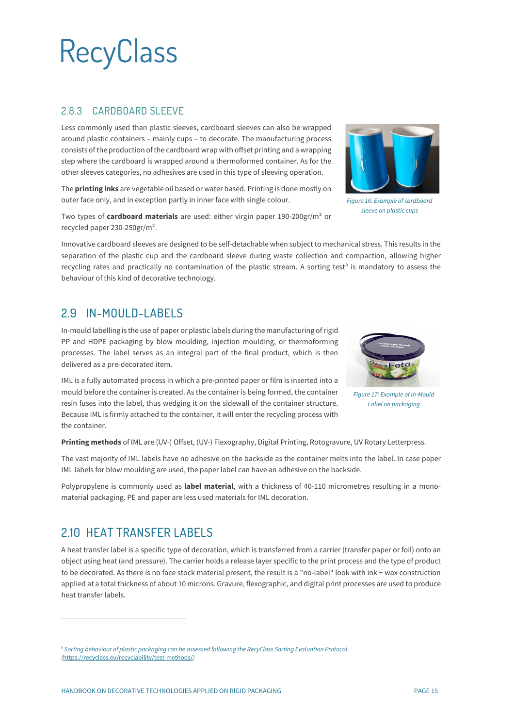### 2.8.3 CARDBOARD SLEEVE

Less commonly used than plastic sleeves, cardboard sleeves can also be wrapped around plastic containers – mainly cups – to decorate. The manufacturing process consists of the production of the cardboard wrap with offset printing and a wrapping step where the cardboard is wrapped around a thermoformed container. As for the other sleeves categories, no adhesives are used in this type of sleeving operation.

*Figure 16: Example of cardboard sleeve on plastic cups*

The **printing inks** are vegetable oil based or water based. Printing is done mostly on outer face only, and in exception partly in inner face with single colour.

Two types of **cardboard materials** are used: either virgin paper 190-200gr/m² or recycled paper 230-250gr/m².

Innovative cardboard sleeves are designed to be self-detachable when subject to mechanical stress. This results in the separation of the plastic cup and the cardboard sleeve during waste collection and compaction, allowing higher recycling rates and practically no contamination of the plastic stream. A sorting test[9] is mandatory to assess the behaviour of this kind of decorative technology.

## 2.9 IN-MOULD-LABELS

In-mould labelling is the use of paper or plastic labels during the manufacturing of rigid PP and HDPE packaging by blow moulding, injection moulding, or thermoforming processes. The label serves as an integral part of the final product, which is then delivered as a pre-decorated item.

*Figure 17: Example of In-Mould Label on packaging*

IML is a fully automated process in which a pre-printed paper or film is inserted into a mould before the container is created. As the container is being formed, the container resin fuses into the label, thus wedging it on the sidewall of the container structure. Because IML is firmly attached to the container, it will enter the recycling process with the container.

**Printing methods** of IML are (UV-) Offset, (UV-) Flexography, Digital Printing, Rotogravure, UV Rotary Letterpress.

The vast majority of IML labels have no adhesive on the backside as the container melts into the label. In case paper IML labels for blow moulding are used, the paper label can have an adhesive on the backside.

Polypropylene is commonly used as **label material**, with a thickness of 40-110 micrometres resulting in a mono-material packaging. PE and paper are less used materials for IML decoration.

## 2.10 HEAT TRANSFER LABELS

A heat transfer label is a specific type of decoration, which is transferred from a carrier (transfer paper or foil) onto an object using heat (and pressure). The carrier holds a release layer specific to the print process and the type of product to be decorated. As there is no face stock material present, the result is a "no-label" look with ink + wax construction applied at a total thickness of about 10 microns. Gravure, flexographic, and digital print processes are used to produce heat transfer labels.

---

[9] *Sorting behaviour of plastic packaging can be assessed following the RecyClass Sorting Evaluation Protocol (https://recyclass.eu/recyclability/test-methods/)*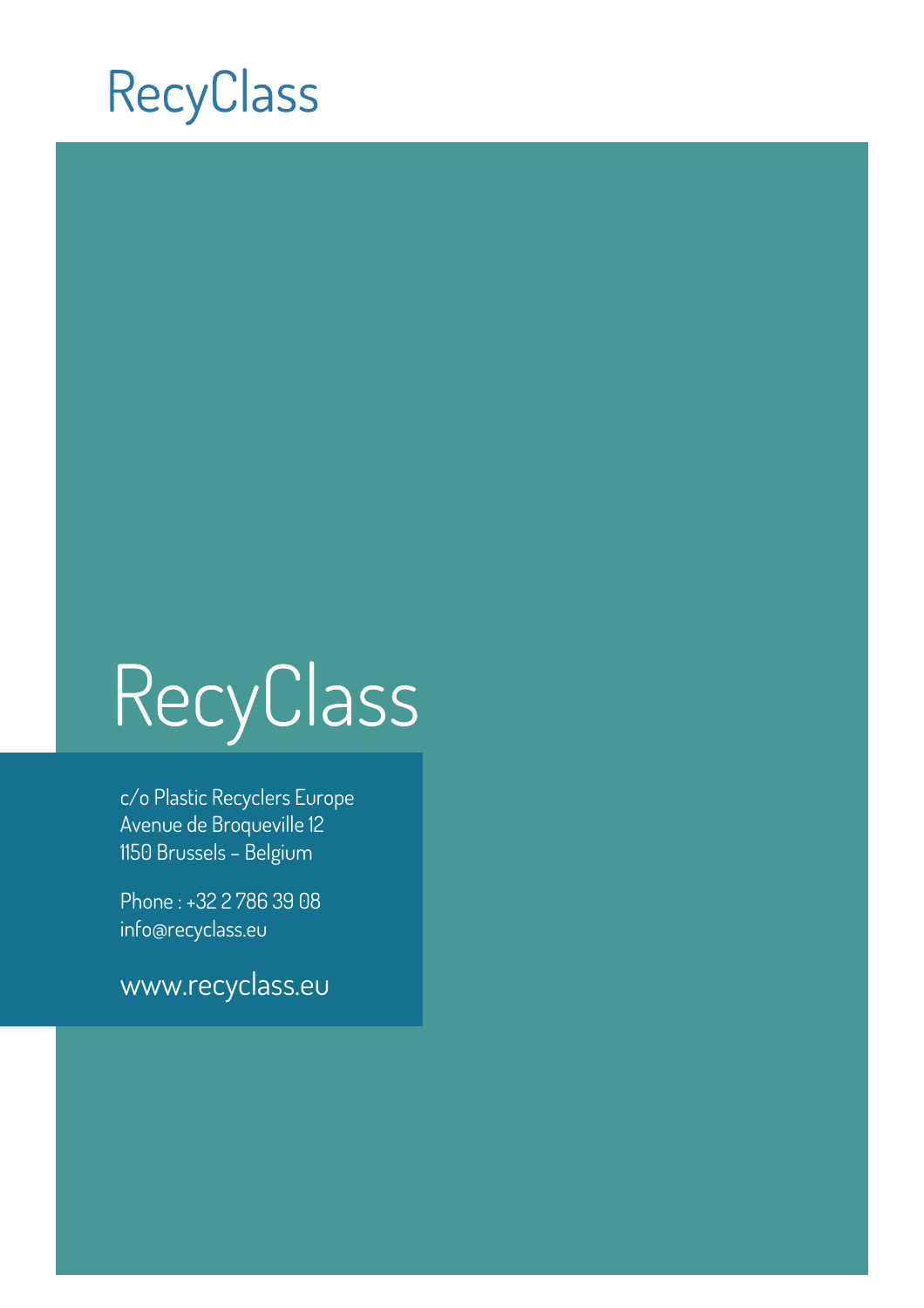RecyClass

# RecyClass

c/o Plastic Recyclers Europe
Avenue de Broqueville 12
1150 Brussels – Belgium

Phone : +32 2 786 39 08
info@recyclass.eu

www.recyclass.eu